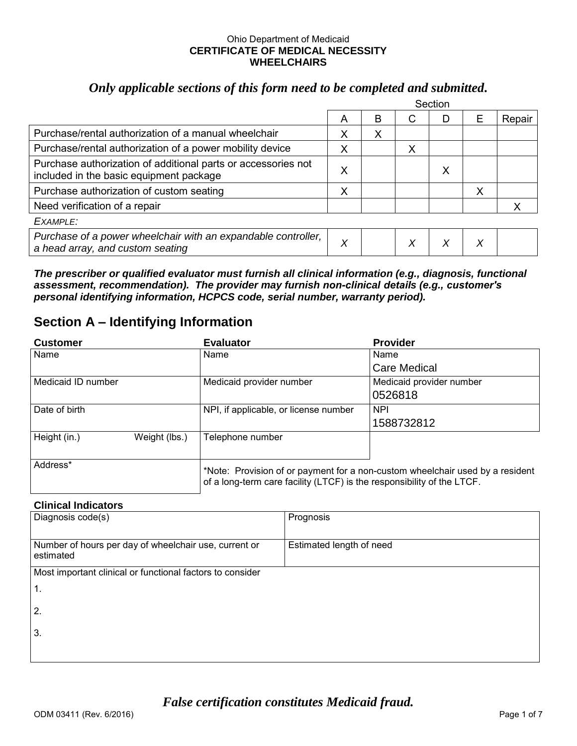Ohio Department of Medicaid
**CERTIFICATE OF MEDICAL NECESSITY**
**WHEELCHAIRS**

## *Only applicable sections of this form need to be completed and submitted.*

| | Section | | | | | |
|---|---|---|---|---|---|---|
| | A | B | C | D | E | Repair |
| Purchase/rental authorization of a manual wheelchair | X | X | | | | |
| Purchase/rental authorization of a power mobility device | X | | X | | | |
| Purchase authorization of additional parts or accessories not included in the basic equipment package | X | | | X | | |
| Purchase authorization of custom seating | X | | | | X | |
| Need verification of a repair | | | | | | X |
| *EXAMPLE:* | | | | | | |
| *Purchase of a power wheelchair with an expandable controller, a head array, and custom seating* | *X* | | *X* | *X* | *X* | |

***The prescriber or qualified evaluator must furnish all clinical information (e.g., diagnosis, functional assessment, recommendation). The provider may furnish non-clinical details (e.g., customer's personal identifying information, HCPCS code, serial number, warranty period).***

## Section A – Identifying Information

| **Customer** | **Evaluator** | **Provider** |
|---|---|---|
| Name | Name | Name<br>Care Medical |
| Medicaid ID number | Medicaid provider number | Medicaid provider number<br>0526818 |
| Date of birth | NPI, if applicable, or license number | NPI<br>1588732812 |
| Height (in.) Weight (lbs.) | Telephone number | |
| Address* | *Note: Provision of or payment for a non-custom wheelchair used by a resident of a long-term care facility (LTCF) is the responsibility of the LTCF. | |

### Clinical Indicators

| Diagnosis code(s) | Prognosis |
|---|---|
| Number of hours per day of wheelchair use, current or estimated | Estimated length of need |

Most important clinical or functional factors to consider

1.

2.

3.

*False certification constitutes Medicaid fraud.*

ODM 03411 (Rev. 6/2016)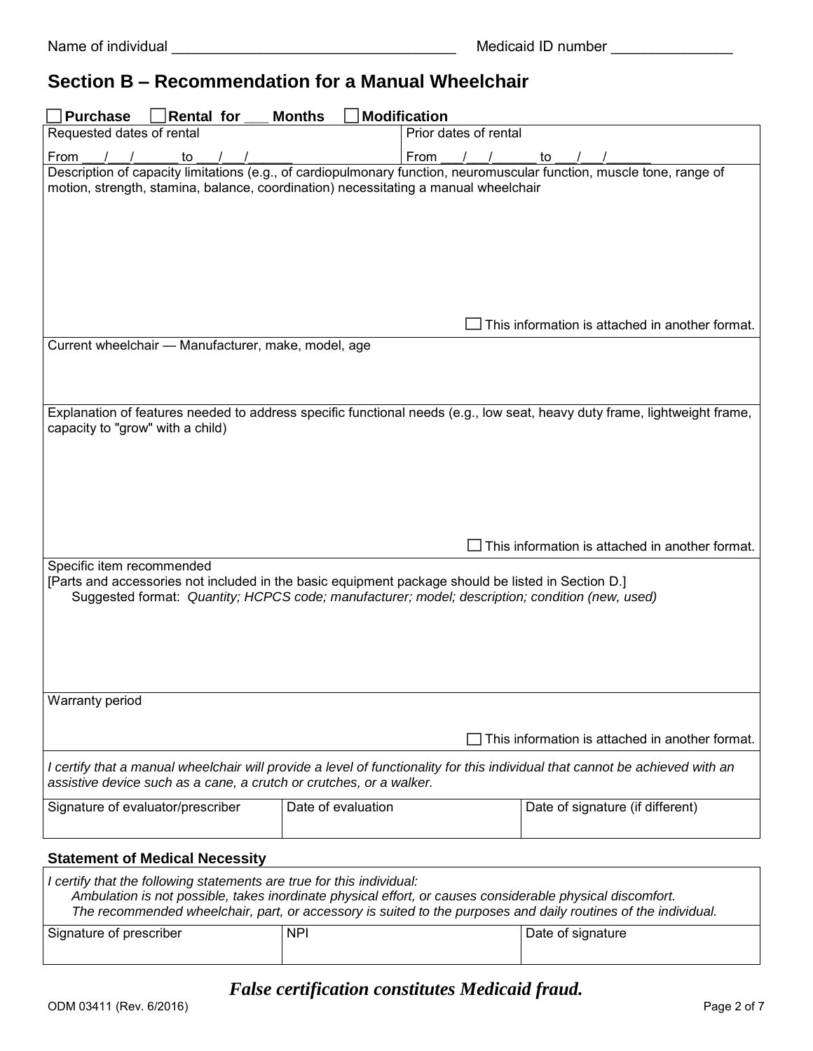Name of individual ___________________________________ Medicaid ID number _______________

## Section B – Recommendation for a Manual Wheelchair

☐ **Purchase** ☐ **Rental for ___ Months** ☐ **Modification**

| Requested dates of rental | Prior dates of rental |
|---|---|
| From ___/___/______ to ___/___/______ | From ___/___/______ to ___/___/______ |

Description of capacity limitations (e.g., of cardiopulmonary function, neuromuscular function, muscle tone, range of motion, strength, stamina, balance, coordination) necessitating a manual wheelchair

☐ This information is attached in another format.

Current wheelchair — Manufacturer, make, model, age

Explanation of features needed to address specific functional needs (e.g., low seat, heavy duty frame, lightweight frame, capacity to "grow" with a child)

☐ This information is attached in another format.

Specific item recommended
[Parts and accessories not included in the basic equipment package should be listed in Section D.]
Suggested format: *Quantity; HCPCS code; manufacturer; model; description; condition (new, used)*

Warranty period

☐ This information is attached in another format.

*I certify that a manual wheelchair will provide a level of functionality for this individual that cannot be achieved with an assistive device such as a cane, a crutch or crutches, or a walker.*

| Signature of evaluator/prescriber | Date of evaluation | Date of signature (if different) |
|---|---|---|
| | | |

### Statement of Medical Necessity

*I certify that the following statements are true for this individual:*
*Ambulation is not possible, takes inordinate physical effort, or causes considerable physical discomfort.*
*The recommended wheelchair, part, or accessory is suited to the purposes and daily routines of the individual.*

| Signature of prescriber | NPI | Date of signature |
|---|---|---|
| | | |

***False certification constitutes Medicaid fraud.***

ODM 03411 (Rev. 6/2016)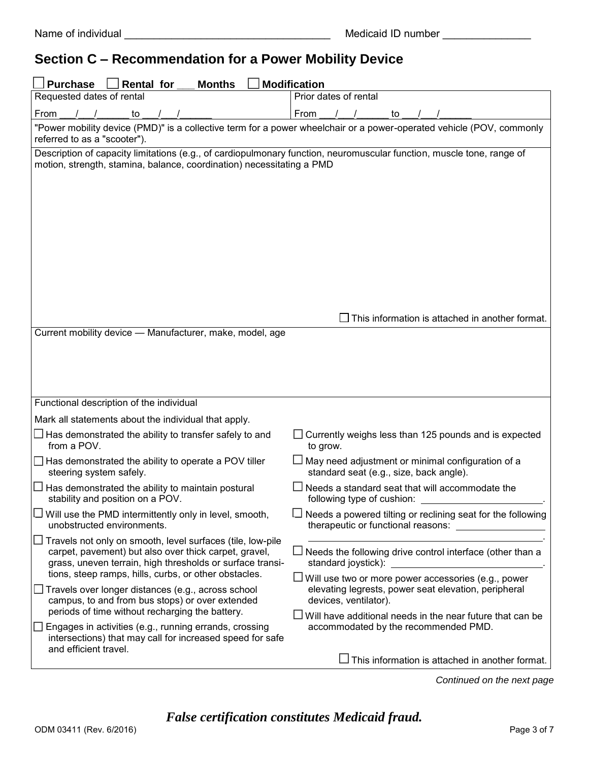Name of individual ________________________________ Medicaid ID number ______________

## Section C – Recommendation for a Power Mobility Device

☐ **Purchase** ☐ **Rental for ___ Months** ☐ **Modification**

| Requested dates of rental | Prior dates of rental |
|---|---|
| From ___/___/______ to ___/___/______ | From ___/___/______ to ___/___/______ |

"Power mobility device (PMD)" is a collective term for a power wheelchair or a power-operated vehicle (POV, commonly referred to as a "scooter").

Description of capacity limitations (e.g., of cardiopulmonary function, neuromuscular function, muscle tone, range of motion, strength, stamina, balance, coordination) necessitating a PMD

☐ This information is attached in another format.

Current mobility device — Manufacturer, make, model, age

Functional description of the individual

Mark all statements about the individual that apply.

- ☐ Has demonstrated the ability to transfer safely to and from a POV.
- ☐ Has demonstrated the ability to operate a POV tiller steering system safely.
- ☐ Has demonstrated the ability to maintain postural stability and position on a POV.
- ☐ Will use the PMD intermittently only in level, smooth, unobstructed environments.
- ☐ Travels not only on smooth, level surfaces (tile, low-pile carpet, pavement) but also over thick carpet, gravel, grass, uneven terrain, high thresholds or surface transitions, steep ramps, hills, curbs, or other obstacles.
- ☐ Travels over longer distances (e.g., across school campus, to and from bus stops) or over extended periods of time without recharging the battery.
- ☐ Engages in activities (e.g., running errands, crossing intersections) that may call for increased speed for safe and efficient travel.
- ☐ Currently weighs less than 125 pounds and is expected to grow.
- ☐ May need adjustment or minimal configuration of a standard seat (e.g., size, back angle).
- ☐ Needs a standard seat that will accommodate the following type of cushion: ______________________.
- ☐ Needs a powered tilting or reclining seat for the following therapeutic or functional reasons: ________________ ________________________________________.
- ☐ Needs the following drive control interface (other than a standard joystick): ___________________________.
- ☐ Will use two or more power accessories (e.g., power elevating legrests, power seat elevation, peripheral devices, ventilator).
- ☐ Will have additional needs in the near future that can be accommodated by the recommended PMD.

☐ This information is attached in another format.

*Continued on the next page*

***False certification constitutes Medicaid fraud.***

ODM 03411 (Rev. 6/2016)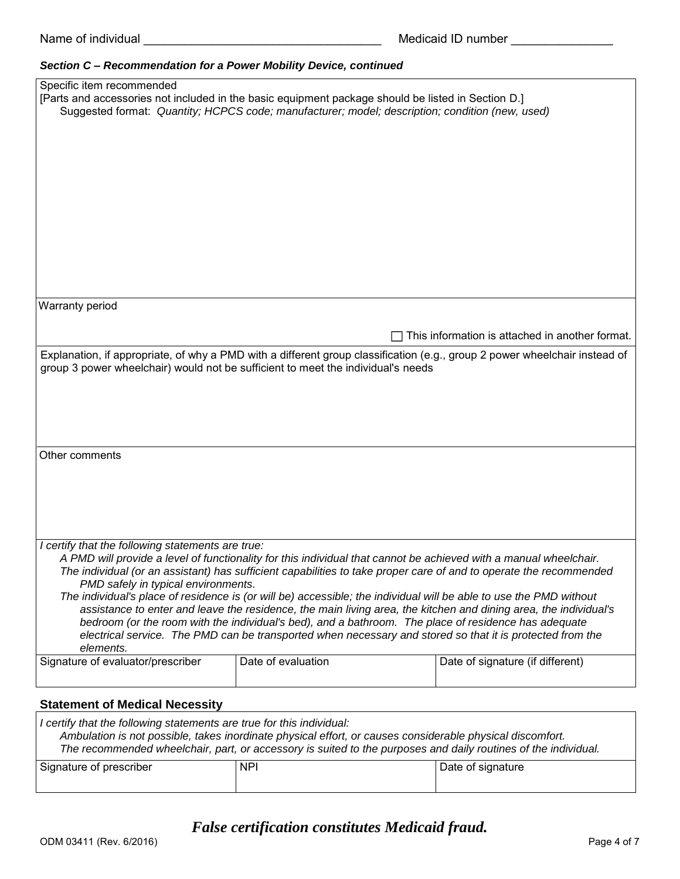Name of individual ___________________________________ Medicaid ID number _______________

***Section C – Recommendation for a Power Mobility Device, continued***

Specific item recommended
[Parts and accessories not included in the basic equipment package should be listed in Section D.]
Suggested format: *Quantity; HCPCS code; manufacturer; model; description; condition (new, used)*

Warranty period

☐ This information is attached in another format.

Explanation, if appropriate, of why a PMD with a different group classification (e.g., group 2 power wheelchair instead of group 3 power wheelchair) would not be sufficient to meet the individual's needs

Other comments

*I certify that the following statements are true:*

*A PMD will provide a level of functionality for this individual that cannot be achieved with a manual wheelchair.*

*The individual (or an assistant) has sufficient capabilities to take proper care of and to operate the recommended PMD safely in typical environments.*

*The individual's place of residence is (or will be) accessible; the individual will be able to use the PMD without assistance to enter and leave the residence, the main living area, the kitchen and dining area, the individual's bedroom (or the room with the individual's bed), and a bathroom. The place of residence has adequate electrical service. The PMD can be transported when necessary and stored so that it is protected from the elements.*

| Signature of evaluator/prescriber | Date of evaluation | Date of signature (if different) |
|---|---|---|
| | | |

## Statement of Medical Necessity

*I certify that the following statements are true for this individual:*

*Ambulation is not possible, takes inordinate physical effort, or causes considerable physical discomfort.*

*The recommended wheelchair, part, or accessory is suited to the purposes and daily routines of the individual.*

| Signature of prescriber | NPI | Date of signature |
|---|---|---|
| | | |

***False certification constitutes Medicaid fraud.***

ODM 03411 (Rev. 6/2016)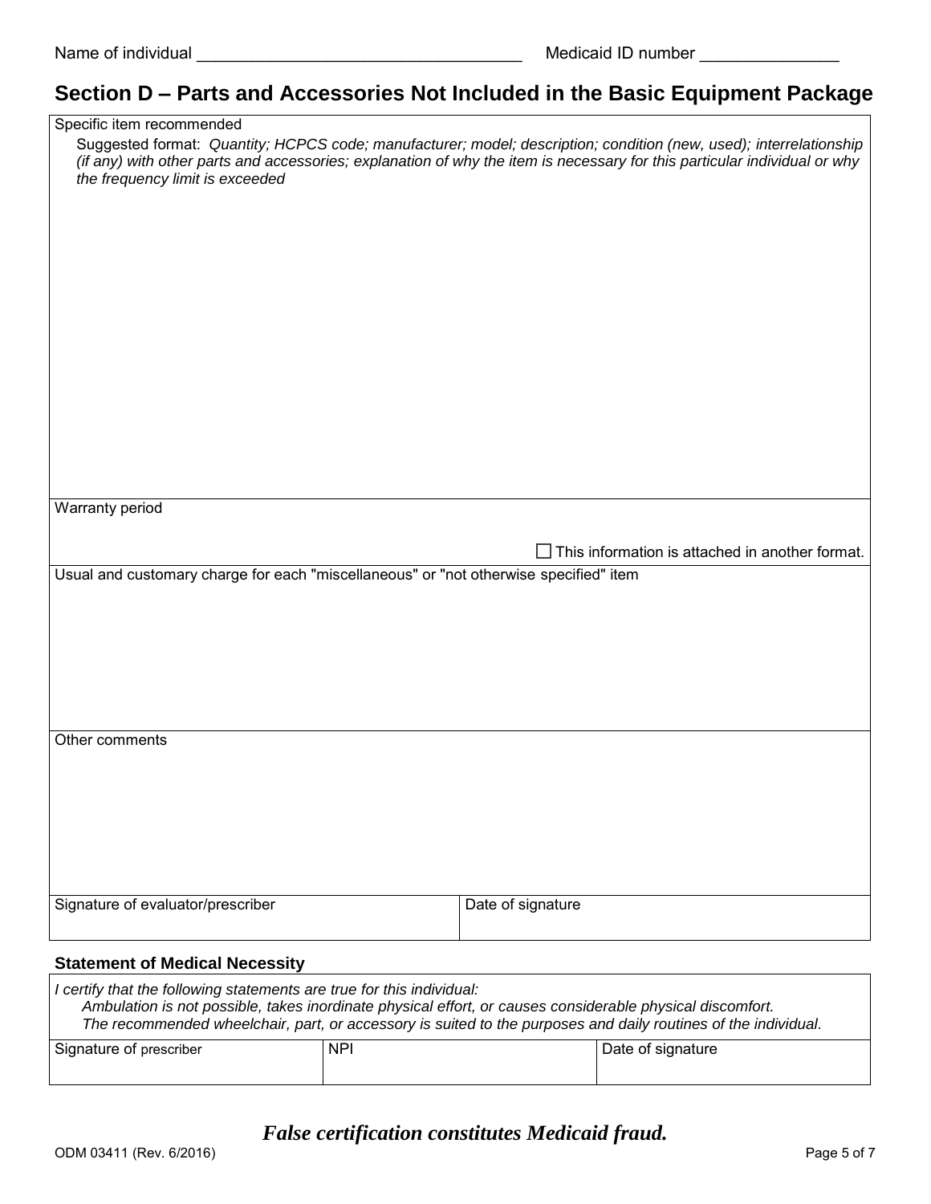Name of individual ___________________________________ Medicaid ID number _______________

## Section D – Parts and Accessories Not Included in the Basic Equipment Package

Specific item recommended

Suggested format: *Quantity; HCPCS code; manufacturer; model; description; condition (new, used); interrelationship (if any) with other parts and accessories; explanation of why the item is necessary for this particular individual or why the frequency limit is exceeded*

Warranty period

☐ This information is attached in another format.

Usual and customary charge for each "miscellaneous" or "not otherwise specified" item

Other comments

| Signature of evaluator/prescriber | Date of signature |
|---|---|
| | |

**Statement of Medical Necessity**

*I certify that the following statements are true for this individual:*

*Ambulation is not possible, takes inordinate physical effort, or causes considerable physical discomfort.*

*The recommended wheelchair, part, or accessory is suited to the purposes and daily routines of the individual.*

| Signature of prescriber | NPI | Date of signature |
|---|---|---|
| | | |

***False certification constitutes Medicaid fraud.***

ODM 03411 (Rev. 6/2016)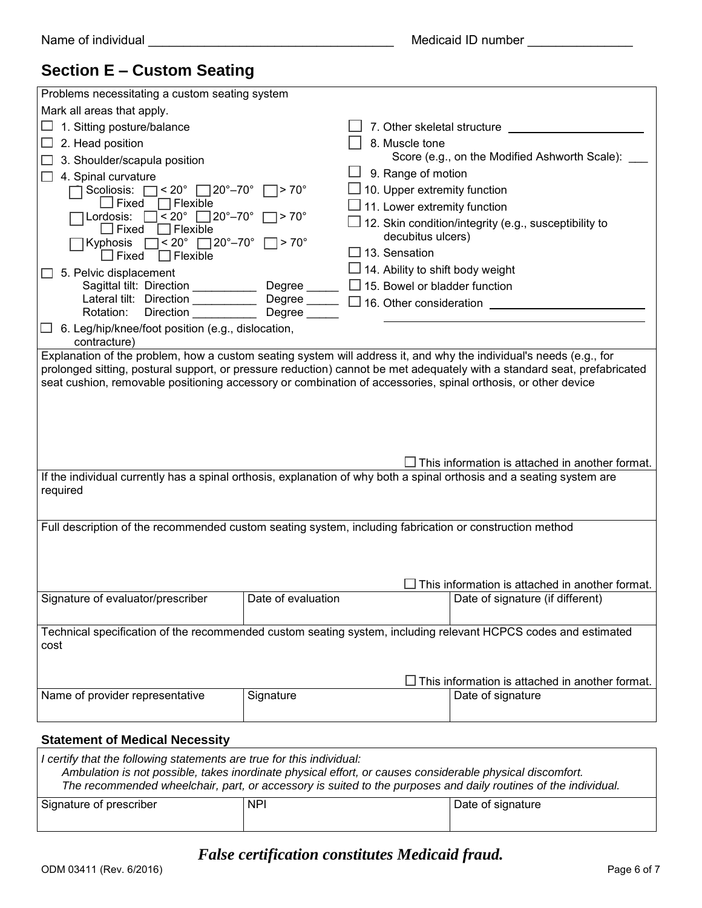Name of individual ___________________________________ Medicaid ID number _______________

## Section E – Custom Seating

Problems necessitating a custom seating system

Mark all areas that apply.

- ☐ 1. Sitting posture/balance
- ☐ 2. Head position
- ☐ 3. Shoulder/scapula position
- ☐ 4. Spinal curvature
  - ☐ Scoliosis: ☐ < 20° ☐ 20°–70° ☐ > 70°
    - ☐ Fixed ☐ Flexible
  - ☐ Lordosis: ☐ < 20° ☐ 20°–70° ☐ > 70°
    - ☐ Fixed ☐ Flexible
  - ☐ Kyphosis ☐ < 20° ☐ 20°–70° ☐ > 70°
    - ☐ Fixed ☐ Flexible
- ☐ 5. Pelvic displacement
  - Sagittal tilt: Direction __________ Degree _____
  - Lateral tilt: Direction __________ Degree _____
  - Rotation: Direction __________ Degree _____
- ☐ 6. Leg/hip/knee/foot position (e.g., dislocation, contracture)
- ☐ 7. Other skeletal structure ______________________
- ☐ 8. Muscle tone
  - Score (e.g., on the Modified Ashworth Scale): ___
- ☐ 9. Range of motion
- ☐ 10. Upper extremity function
- ☐ 11. Lower extremity function
- ☐ 12. Skin condition/integrity (e.g., susceptibility to decubitus ulcers)
- ☐ 13. Sensation
- ☐ 14. Ability to shift body weight
- ☐ 15. Bowel or bladder function
- ☐ 16. Other consideration ______________________________

Explanation of the problem, how a custom seating system will address it, and why the individual's needs (e.g., for prolonged sitting, postural support, or pressure reduction) cannot be met adequately with a standard seat, prefabricated seat cushion, removable positioning accessory or combination of accessories, spinal orthosis, or other device

☐ This information is attached in another format.

If the individual currently has a spinal orthosis, explanation of why both a spinal orthosis and a seating system are required

Full description of the recommended custom seating system, including fabrication or construction method

☐ This information is attached in another format.

| Signature of evaluator/prescriber | Date of evaluation | Date of signature (if different) |
| --- | --- | --- |
| | | |

Technical specification of the recommended custom seating system, including relevant HCPCS codes and estimated cost

☐ This information is attached in another format.

| Name of provider representative | Signature | Date of signature |
| --- | --- | --- |
| | | |

### Statement of Medical Necessity

*I certify that the following statements are true for this individual:*

*Ambulation is not possible, takes inordinate physical effort, or causes considerable physical discomfort.*

*The recommended wheelchair, part, or accessory is suited to the purposes and daily routines of the individual.*

| Signature of prescriber | NPI | Date of signature |
| --- | --- | --- |
| | | |

***False certification constitutes Medicaid fraud.***

ODM 03411 (Rev. 6/2016)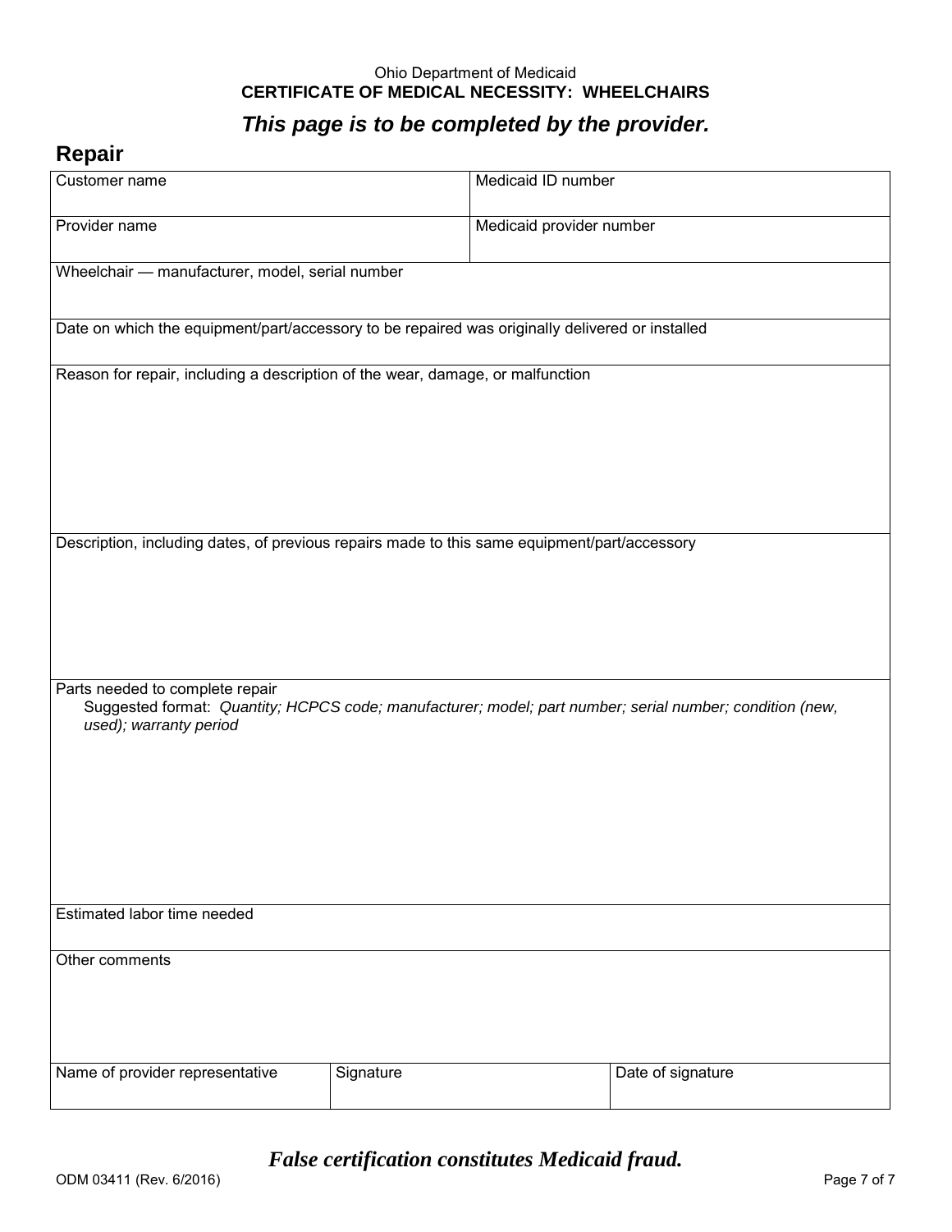Ohio Department of Medicaid

**CERTIFICATE OF MEDICAL NECESSITY: WHEELCHAIRS**

***This page is to be completed by the provider.***

## Repair

| | |
|---|---|
| Customer name | Medicaid ID number |
| Provider name | Medicaid provider number |

Wheelchair — manufacturer, model, serial number

Date on which the equipment/part/accessory to be repaired was originally delivered or installed

Reason for repair, including a description of the wear, damage, or malfunction

Description, including dates, of previous repairs made to this same equipment/part/accessory

Parts needed to complete repair
Suggested format: *Quantity; HCPCS code; manufacturer; model; part number; serial number; condition (new, used); warranty period*

Estimated labor time needed

Other comments

| | | |
|---|---|---|
| Name of provider representative | Signature | Date of signature |

***False certification constitutes Medicaid fraud.***

ODM 03411 (Rev. 6/2016)